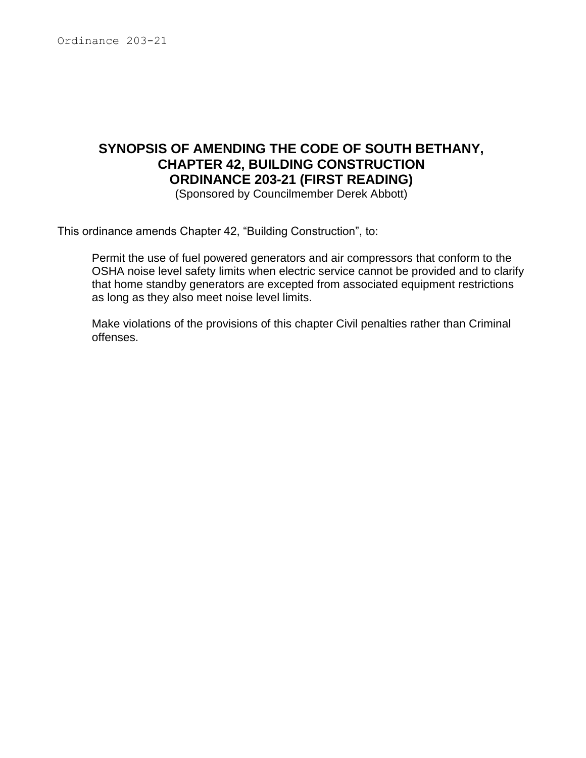Ordinance 203-21

# SYNOPSIS OF AMENDING THE CODE OF SOUTH BETHANY, CHAPTER 42, BUILDING CONSTRUCTION ORDINANCE 203-21 (FIRST READING)

(Sponsored by Councilmember Derek Abbott)

This ordinance amends Chapter 42, “Building Construction”, to:

> Permit the use of fuel powered generators and air compressors that conform to the OSHA noise level safety limits when electric service cannot be provided and to clarify that home standby generators are excepted from associated equipment restrictions as long as they also meet noise level limits.
>
> Make violations of the provisions of this chapter Civil penalties rather than Criminal offenses.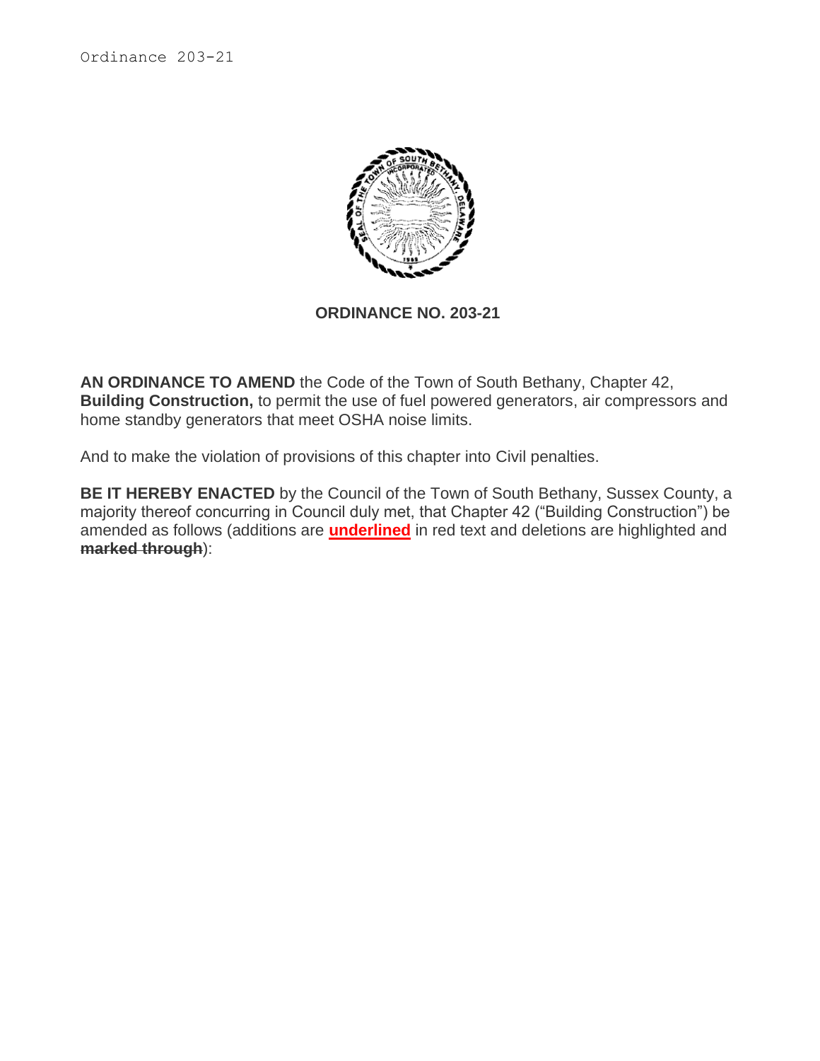**ORDINANCE NO. 203-21**

**AN ORDINANCE TO AMEND** the Code of the Town of South Bethany, Chapter 42, **Building Construction,** to permit the use of fuel powered generators, air compressors and home standby generators that meet OSHA noise limits.

And to make the violation of provisions of this chapter into Civil penalties.

**BE IT HEREBY ENACTED** by the Council of the Town of South Bethany, Sussex County, a majority thereof concurring in Council duly met, that Chapter 42 ("Building Construction") be amended as follows (additions are **underlined** in red text and deletions are highlighted and ~~**marked through**~~):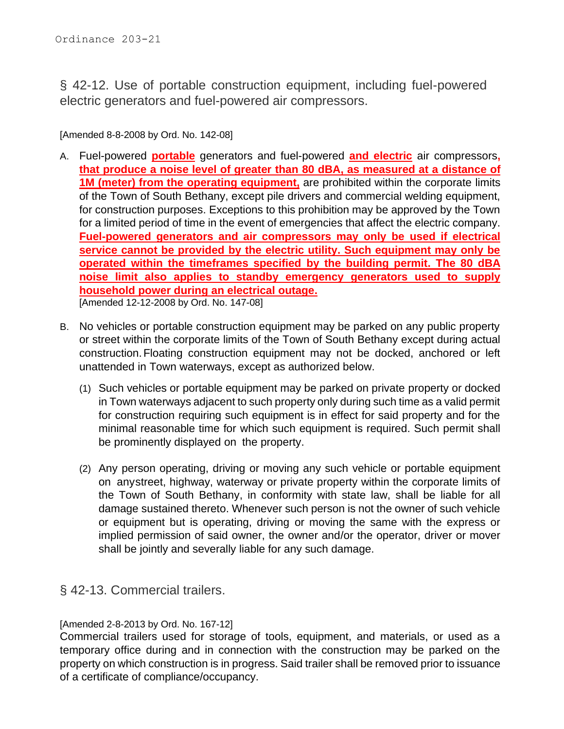Ordinance 203-21

## § 42-12. Use of portable construction equipment, including fuel-powered electric generators and fuel-powered air compressors.

[Amended 8-8-2008 by Ord. No. 142-08]

A. Fuel-powered **portable** generators and fuel-powered **and electric** air compressors**, that produce a noise level of greater than 80 dBA, as measured at a distance of 1M (meter) from the operating equipment,** are prohibited within the corporate limits of the Town of South Bethany, except pile drivers and commercial welding equipment, for construction purposes. Exceptions to this prohibition may be approved by the Town for a limited period of time in the event of emergencies that affect the electric company. **Fuel-powered generators and air compressors may only be used if electrical service cannot be provided by the electric utility. Such equipment may only be operated within the timeframes specified by the building permit. The 80 dBA noise limit also applies to standby emergency generators used to supply household power during an electrical outage.**
[Amended 12-12-2008 by Ord. No. 147-08]

B. No vehicles or portable construction equipment may be parked on any public property or street within the corporate limits of the Town of South Bethany except during actual construction. Floating construction equipment may not be docked, anchored or left unattended in Town waterways, except as authorized below.

   (1) Such vehicles or portable equipment may be parked on private property or docked in Town waterways adjacent to such property only during such time as a valid permit for construction requiring such equipment is in effect for said property and for the minimal reasonable time for which such equipment is required. Such permit shall be prominently displayed on the property.

   (2) Any person operating, driving or moving any such vehicle or portable equipment on anystreet, highway, waterway or private property within the corporate limits of the Town of South Bethany, in conformity with state law, shall be liable for all damage sustained thereto. Whenever such person is not the owner of such vehicle or equipment but is operating, driving or moving the same with the express or implied permission of said owner, the owner and/or the operator, driver or mover shall be jointly and severally liable for any such damage.

## § 42-13. Commercial trailers.

[Amended 2-8-2013 by Ord. No. 167-12]

Commercial trailers used for storage of tools, equipment, and materials, or used as a temporary office during and in connection with the construction may be parked on the property on which construction is in progress. Said trailer shall be removed prior to issuance of a certificate of compliance/occupancy.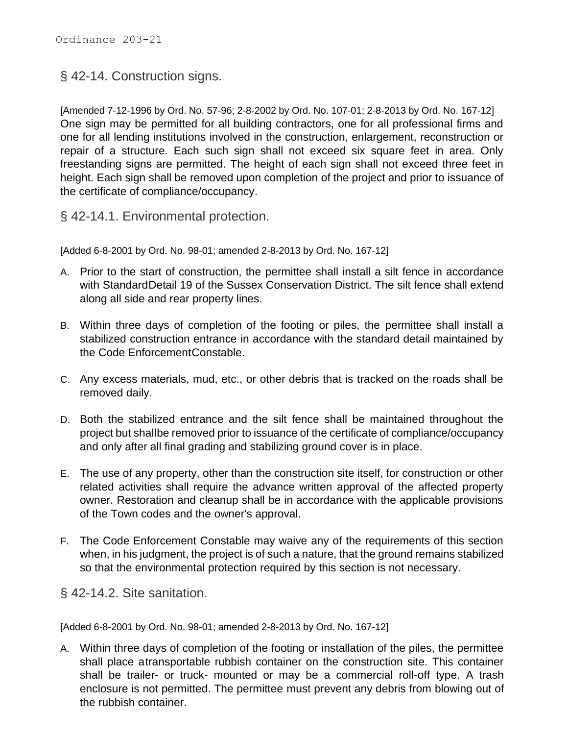## § 42-14. Construction signs.

[Amended 7-12-1996 by Ord. No. 57-96; 2-8-2002 by Ord. No. 107-01; 2-8-2013 by Ord. No. 167-12]

One sign may be permitted for all building contractors, one for all professional firms and one for all lending institutions involved in the construction, enlargement, reconstruction or repair of a structure. Each such sign shall not exceed six square feet in area. Only freestanding signs are permitted. The height of each sign shall not exceed three feet in height. Each sign shall be removed upon completion of the project and prior to issuance of the certificate of compliance/occupancy.

## § 42-14.1. Environmental protection.

[Added 6-8-2001 by Ord. No. 98-01; amended 2-8-2013 by Ord. No. 167-12]

A. Prior to the start of construction, the permittee shall install a silt fence in accordance with Standard Detail 19 of the Sussex Conservation District. The silt fence shall extend along all side and rear property lines.

B. Within three days of completion of the footing or piles, the permittee shall install a stabilized construction entrance in accordance with the standard detail maintained by the Code Enforcement Constable.

C. Any excess materials, mud, etc., or other debris that is tracked on the roads shall be removed daily.

D. Both the stabilized entrance and the silt fence shall be maintained throughout the project but shall be removed prior to issuance of the certificate of compliance/occupancy and only after all final grading and stabilizing ground cover is in place.

E. The use of any property, other than the construction site itself, for construction or other related activities shall require the advance written approval of the affected property owner. Restoration and cleanup shall be in accordance with the applicable provisions of the Town codes and the owner's approval.

F. The Code Enforcement Constable may waive any of the requirements of this section when, in his judgment, the project is of such a nature, that the ground remains stabilized so that the environmental protection required by this section is not necessary.

## § 42-14.2. Site sanitation.

[Added 6-8-2001 by Ord. No. 98-01; amended 2-8-2013 by Ord. No. 167-12]

A. Within three days of completion of the footing or installation of the piles, the permittee shall place a transportable rubbish container on the construction site. This container shall be trailer- or truck- mounted or may be a commercial roll-off type. A trash enclosure is not permitted. The permittee must prevent any debris from blowing out of the rubbish container.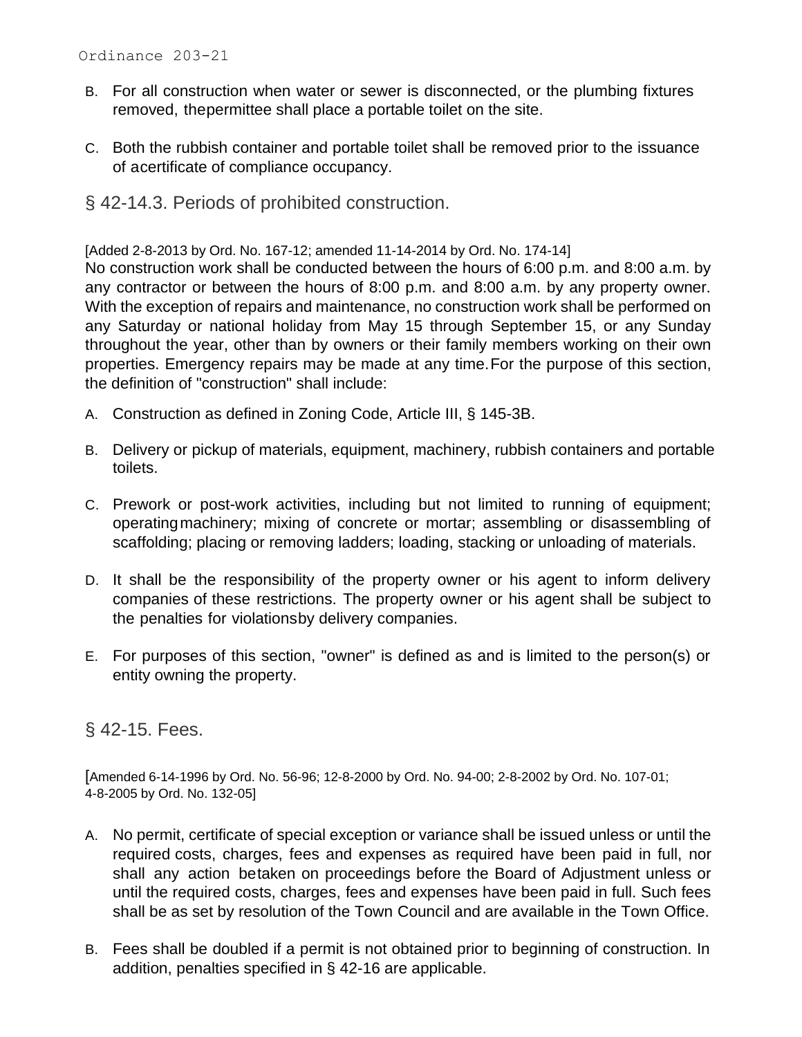B. For all construction when water or sewer is disconnected, or the plumbing fixtures removed, the permittee shall place a portable toilet on the site.

C. Both the rubbish container and portable toilet shall be removed prior to the issuance of a certificate of compliance occupancy.

## § 42-14.3. Periods of prohibited construction.

[Added 2-8-2013 by Ord. No. 167-12; amended 11-14-2014 by Ord. No. 174-14]

No construction work shall be conducted between the hours of 6:00 p.m. and 8:00 a.m. by any contractor or between the hours of 8:00 p.m. and 8:00 a.m. by any property owner. With the exception of repairs and maintenance, no construction work shall be performed on any Saturday or national holiday from May 15 through September 15, or any Sunday throughout the year, other than by owners or their family members working on their own properties. Emergency repairs may be made at any time. For the purpose of this section, the definition of "construction" shall include:

A. Construction as defined in Zoning Code, Article III, § 145-3B.

B. Delivery or pickup of materials, equipment, machinery, rubbish containers and portable toilets.

C. Prework or post-work activities, including but not limited to running of equipment; operating machinery; mixing of concrete or mortar; assembling or disassembling of scaffolding; placing or removing ladders; loading, stacking or unloading of materials.

D. It shall be the responsibility of the property owner or his agent to inform delivery companies of these restrictions. The property owner or his agent shall be subject to the penalties for violations by delivery companies.

E. For purposes of this section, "owner" is defined as and is limited to the person(s) or entity owning the property.

## § 42-15. Fees.

[Amended 6-14-1996 by Ord. No. 56-96; 12-8-2000 by Ord. No. 94-00; 2-8-2002 by Ord. No. 107-01; 4-8-2005 by Ord. No. 132-05]

A. No permit, certificate of special exception or variance shall be issued unless or until the required costs, charges, fees and expenses as required have been paid in full, nor shall any action be taken on proceedings before the Board of Adjustment unless or until the required costs, charges, fees and expenses have been paid in full. Such fees shall be as set by resolution of the Town Council and are available in the Town Office.

B. Fees shall be doubled if a permit is not obtained prior to beginning of construction. In addition, penalties specified in § 42-16 are applicable.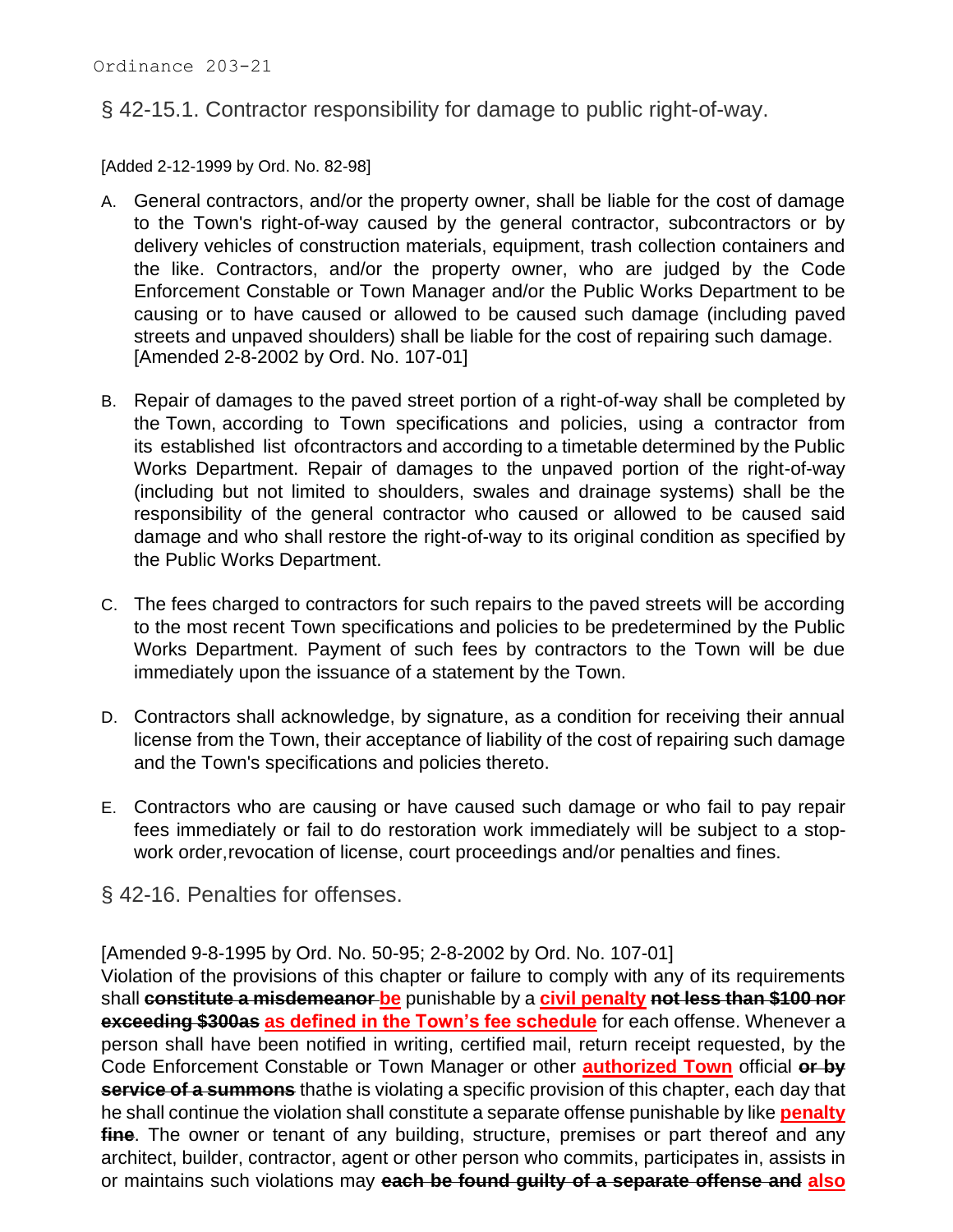## § 42-15.1. Contractor responsibility for damage to public right-of-way.

[Added 2-12-1999 by Ord. No. 82-98]

A. General contractors, and/or the property owner, shall be liable for the cost of damage to the Town's right-of-way caused by the general contractor, subcontractors or by delivery vehicles of construction materials, equipment, trash collection containers and the like. Contractors, and/or the property owner, who are judged by the Code Enforcement Constable or Town Manager and/or the Public Works Department to be causing or to have caused or allowed to be caused such damage (including paved streets and unpaved shoulders) shall be liable for the cost of repairing such damage. [Amended 2-8-2002 by Ord. No. 107-01]

B. Repair of damages to the paved street portion of a right-of-way shall be completed by the Town, according to Town specifications and policies, using a contractor from its established list ofcontractors and according to a timetable determined by the Public Works Department. Repair of damages to the unpaved portion of the right-of-way (including but not limited to shoulders, swales and drainage systems) shall be the responsibility of the general contractor who caused or allowed to be caused said damage and who shall restore the right-of-way to its original condition as specified by the Public Works Department.

C. The fees charged to contractors for such repairs to the paved streets will be according to the most recent Town specifications and policies to be predetermined by the Public Works Department. Payment of such fees by contractors to the Town will be due immediately upon the issuance of a statement by the Town.

D. Contractors shall acknowledge, by signature, as a condition for receiving their annual license from the Town, their acceptance of liability of the cost of repairing such damage and the Town's specifications and policies thereto.

E. Contractors who are causing or have caused such damage or who fail to pay repair fees immediately or fail to do restoration work immediately will be subject to a stop-work order,revocation of license, court proceedings and/or penalties and fines.

## § 42-16. Penalties for offenses.

[Amended 9-8-1995 by Ord. No. 50-95; 2-8-2002 by Ord. No. 107-01]

Violation of the provisions of this chapter or failure to comply with any of its requirements shall ~~**constitute a misdemeanor**~~ <u>**be**</u> punishable by a <u>**civil penalty**</u> ~~**not less than $100 nor exceeding $300as**~~ <u>**as defined in the Town's fee schedule**</u> for each offense. Whenever a person shall have been notified in writing, certified mail, return receipt requested, by the Code Enforcement Constable or Town Manager or other <u>**authorized Town**</u> official ~~**or by service of a summons**~~ thathe is violating a specific provision of this chapter, each day that he shall continue the violation shall constitute a separate offense punishable by like <u>**penalty**</u> ~~**fine**~~. The owner or tenant of any building, structure, premises or part thereof and any architect, builder, contractor, agent or other person who commits, participates in, assists in or maintains such violations may ~~**each be found guilty of a separate offense and**~~ <u>**also**</u>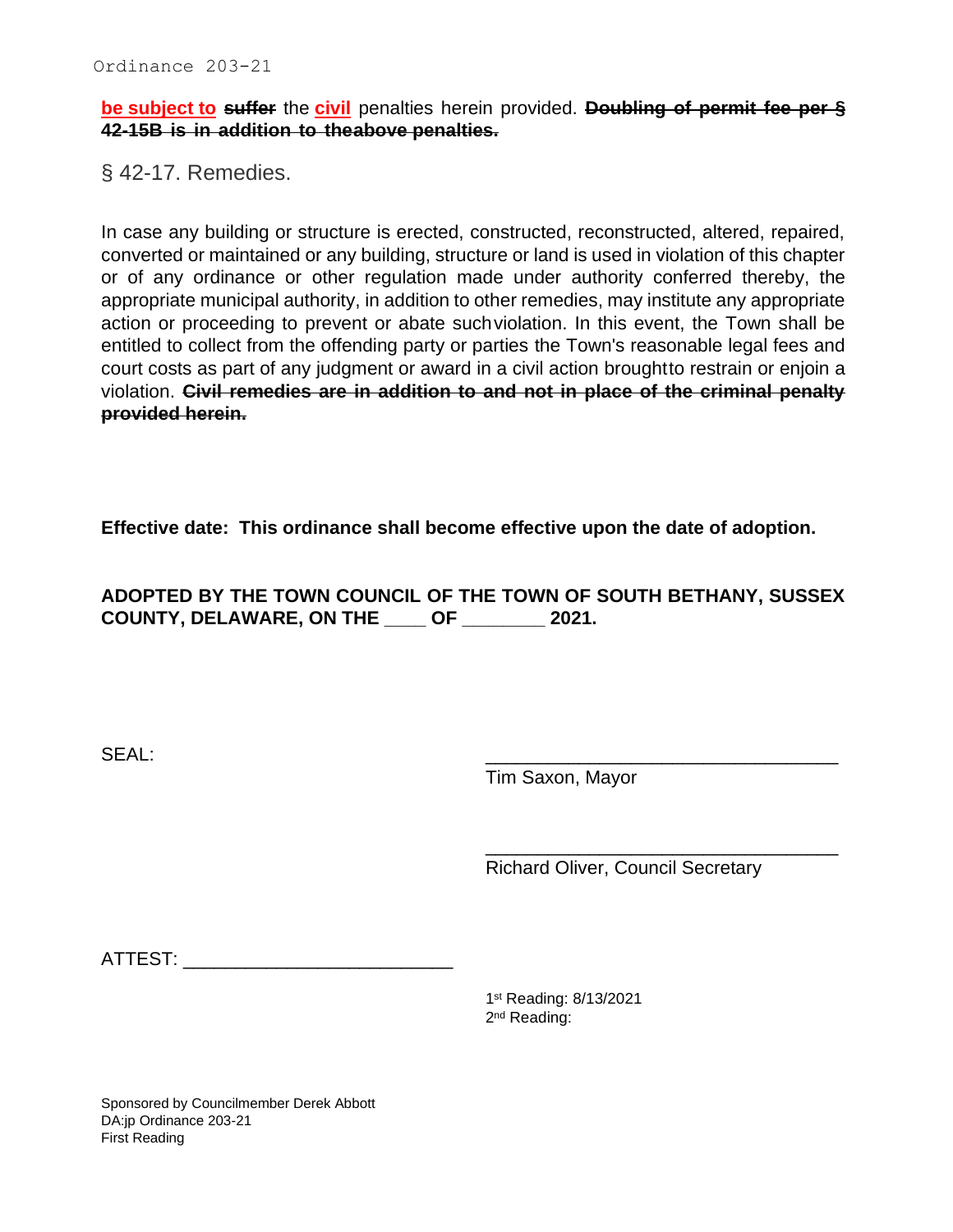**be subject to** ~~**suffer**~~ the **civil** penalties herein provided. ~~**Doubling of permit fee per § 42-15B is in addition to theabove penalties.**~~

## § 42-17. Remedies.

In case any building or structure is erected, constructed, reconstructed, altered, repaired, converted or maintained or any building, structure or land is used in violation of this chapter or of any ordinance or other regulation made under authority conferred thereby, the appropriate municipal authority, in addition to other remedies, may institute any appropriate action or proceeding to prevent or abate suchviolation. In this event, the Town shall be entitled to collect from the offending party or parties the Town's reasonable legal fees and court costs as part of any judgment or award in a civil action broughtto restrain or enjoin a violation. ~~**Civil remedies are in addition to and not in place of the criminal penalty provided herein.**~~

**Effective date: This ordinance shall become effective upon the date of adoption.**

**ADOPTED BY THE TOWN COUNCIL OF THE TOWN OF SOUTH BETHANY, SUSSEX COUNTY, DELAWARE, ON THE ____ OF ________ 2021.**

SEAL:

__________________________________
Tim Saxon, Mayor

__________________________________
Richard Oliver, Council Secretary

ATTEST: _________________________

1st Reading: 8/13/2021
2nd Reading:

Sponsored by Councilmember Derek Abbott
DA:jp Ordinance 203-21
First Reading